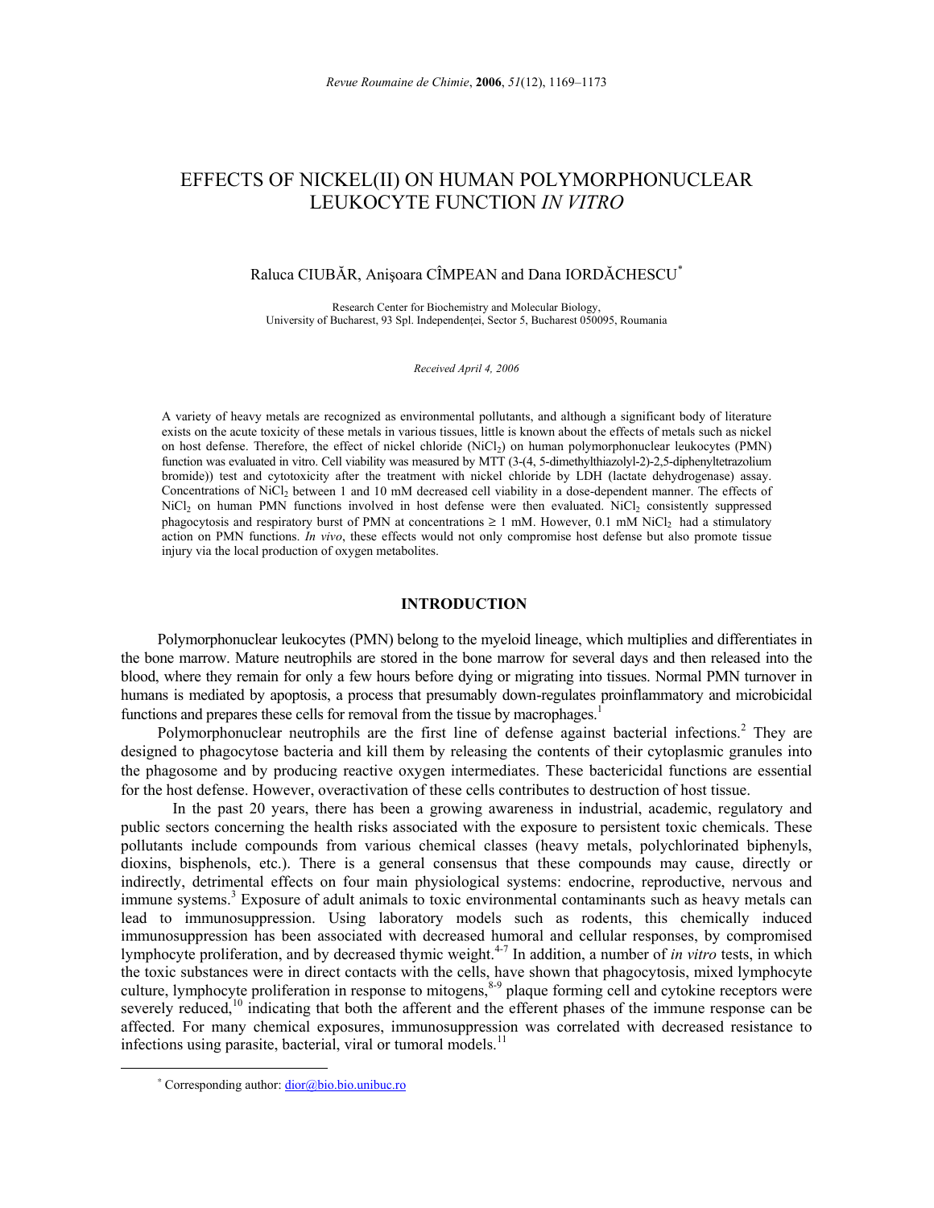# EFFECTS OF NICKEL(II) ON HUMAN POLYMORPHONUCLEAR LEUKOCYTE FUNCTION *IN VITRO*

Raluca CIUBĂR, Anişoara CÎMPEAN and Dana IORDĂCHESCU[*]

Research Center for Biochemistry and Molecular Biology,
University of Bucharest, 93 Spl. Independenţei, Sector 5, Bucharest 050095, Roumania

*Received April 4, 2006*

A variety of heavy metals are recognized as environmental pollutants, and although a significant body of literature exists on the acute toxicity of these metals in various tissues, little is known about the effects of metals such as nickel on host defense. Therefore, the effect of nickel chloride ($NiCl_2$) on human polymorphonuclear leukocytes (PMN) function was evaluated in vitro. Cell viability was measured by MTT (3-(4, 5-dimethylthiazolyl-2)-2,5-diphenyltetrazolium bromide)) test and cytotoxicity after the treatment with nickel chloride by LDH (lactate dehydrogenase) assay. Concentrations of $NiCl_2$ between 1 and 10 mM decreased cell viability in a dose-dependent manner. The effects of $NiCl_2$ on human PMN functions involved in host defense were then evaluated. $NiCl_2$ consistently suppressed phagocytosis and respiratory burst of PMN at concentrations $\geq$ 1 mM. However, 0.1 mM $NiCl_2$ had a stimulatory action on PMN functions. *In vivo*, these effects would not only compromise host defense but also promote tissue injury via the local production of oxygen metabolites.

## INTRODUCTION

Polymorphonuclear leukocytes (PMN) belong to the myeloid lineage, which multiplies and differentiates in the bone marrow. Mature neutrophils are stored in the bone marrow for several days and then released into the blood, where they remain for only a few hours before dying or migrating into tissues. Normal PMN turnover in humans is mediated by apoptosis, a process that presumably down-regulates proinflammatory and microbicidal functions and prepares these cells for removal from the tissue by macrophages.[1]

Polymorphonuclear neutrophils are the first line of defense against bacterial infections.[2] They are designed to phagocytose bacteria and kill them by releasing the contents of their cytoplasmic granules into the phagosome and by producing reactive oxygen intermediates. These bactericidal functions are essential for the host defense. However, overactivation of these cells contributes to destruction of host tissue.

In the past 20 years, there has been a growing awareness in industrial, academic, regulatory and public sectors concerning the health risks associated with the exposure to persistent toxic chemicals. These pollutants include compounds from various chemical classes (heavy metals, polychlorinated biphenyls, dioxins, bisphenols, etc.). There is a general consensus that these compounds may cause, directly or indirectly, detrimental effects on four main physiological systems: endocrine, reproductive, nervous and immune systems.[3] Exposure of adult animals to toxic environmental contaminants such as heavy metals can lead to immunosuppression. Using laboratory models such as rodents, this chemically induced immunosuppression has been associated with decreased humoral and cellular responses, by compromised lymphocyte proliferation, and by decreased thymic weight.[4-7] In addition, a number of *in vitro* tests, in which the toxic substances were in direct contacts with the cells, have shown that phagocytosis, mixed lymphocyte culture, lymphocyte proliferation in response to mitogens,[8-9] plaque forming cell and cytokine receptors were severely reduced,[10] indicating that both the afferent and the efferent phases of the immune response can be affected. For many chemical exposures, immunosuppression was correlated with decreased resistance to infections using parasite, bacterial, viral or tumoral models.[11]

[*] Corresponding author: dior@bio.bio.unibuc.ro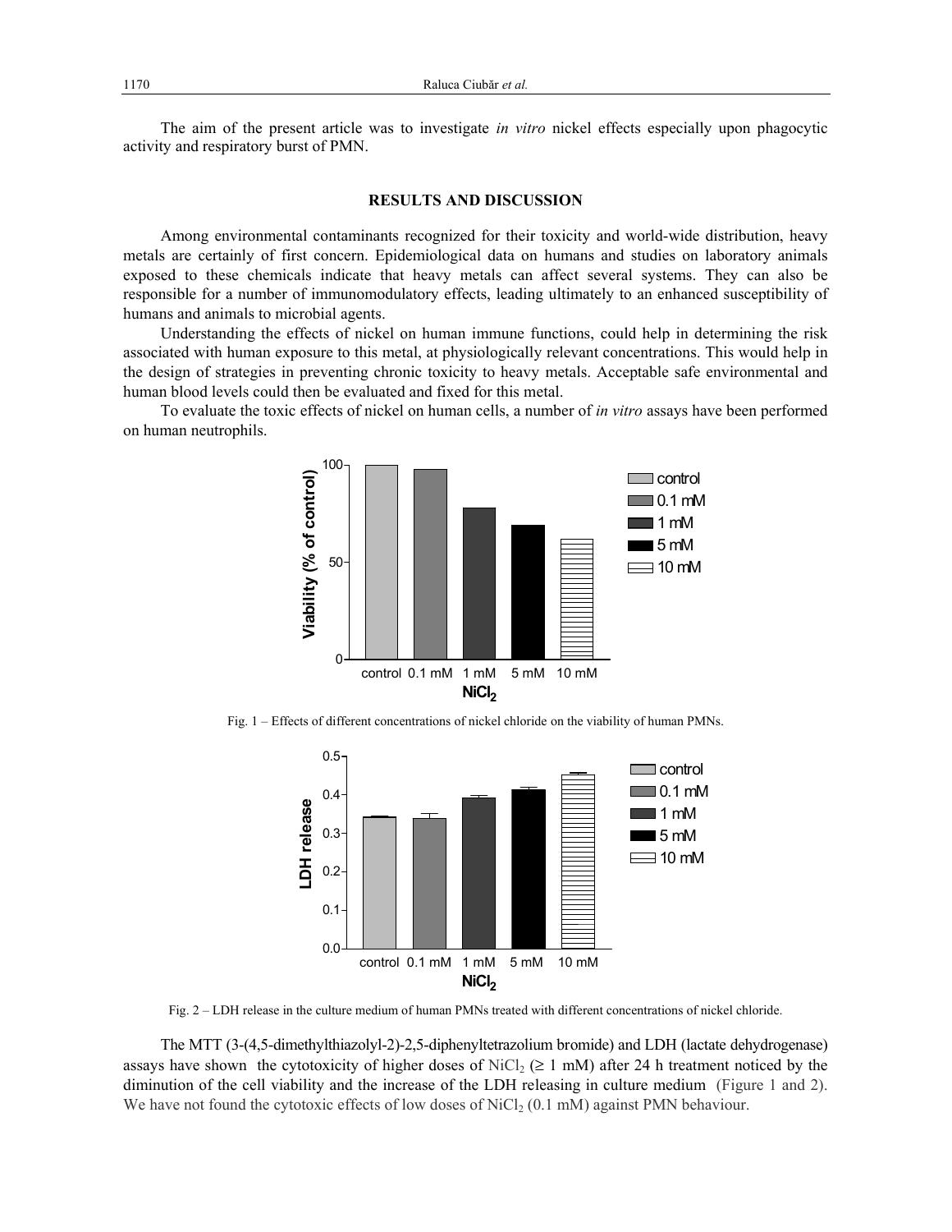The aim of the present article was to investigate *in vitro* nickel effects especially upon phagocytic activity and respiratory burst of PMN.

## RESULTS AND DISCUSSION

Among environmental contaminants recognized for their toxicity and world-wide distribution, heavy metals are certainly of first concern. Epidemiological data on humans and studies on laboratory animals exposed to these chemicals indicate that heavy metals can affect several systems. They can also be responsible for a number of immunomodulatory effects, leading ultimately to an enhanced susceptibility of humans and animals to microbial agents.

Understanding the effects of nickel on human immune functions, could help in determining the risk associated with human exposure to this metal, at physiologically relevant concentrations. This would help in the design of strategies in preventing chronic toxicity to heavy metals. Acceptable safe environmental and human blood levels could then be evaluated and fixed for this metal.

To evaluate the toxic effects of nickel on human cells, a number of *in vitro* assays have been performed on human neutrophils.

Fig. 1 – Effects of different concentrations of nickel chloride on the viability of human PMNs.

Fig. 2 – LDH release in the culture medium of human PMNs treated with different concentrations of nickel chloride.

The MTT (3-(4,5-dimethylthiazolyl-2)-2,5-diphenyltetrazolium bromide) and LDH (lactate dehydrogenase) assays have shown the cytotoxicity of higher doses of $NiCl_2$ ($\geq$ 1 mM) after 24 h treatment noticed by the diminution of the cell viability and the increase of the LDH releasing in culture medium (Figure 1 and 2). We have not found the cytotoxic effects of low doses of $NiCl_2$ (0.1 mM) against PMN behaviour.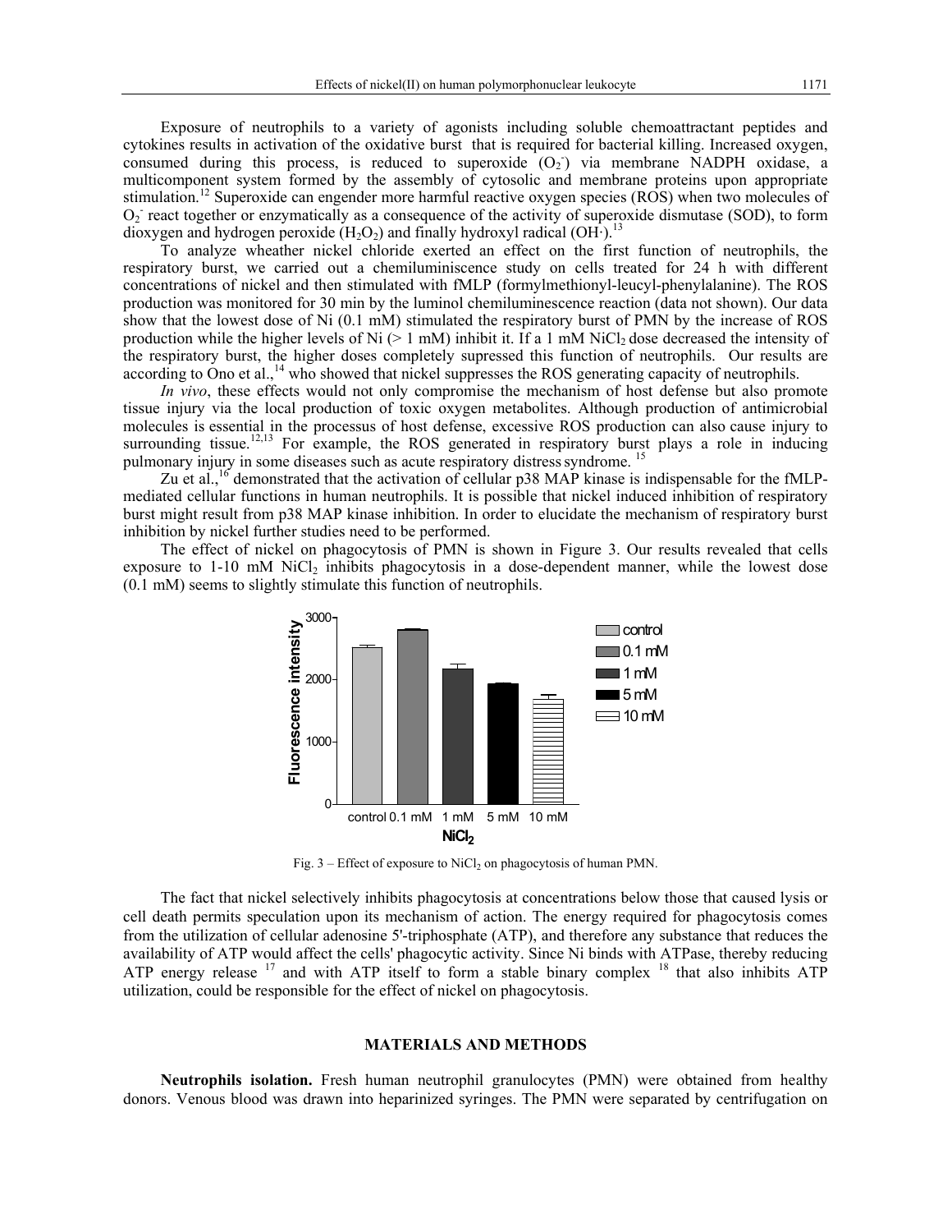Exposure of neutrophils to a variety of agonists including soluble chemoattractant peptides and cytokines results in activation of the oxidative burst that is required for bacterial killing. Increased oxygen, consumed during this process, is reduced to superoxide ($O_2^-$) via membrane NADPH oxidase, a multicomponent system formed by the assembly of cytosolic and membrane proteins upon appropriate stimulation.[12] Superoxide can engender more harmful reactive oxygen species (ROS) when two molecules of $O_2^-$ react together or enzymatically as a consequence of the activity of superoxide dismutase (SOD), to form dioxygen and hydrogen peroxide ($H_2O_2$) and finally hydroxyl radical (OH·).[13]

To analyze wheather nickel chloride exerted an effect on the first function of neutrophils, the respiratory burst, we carried out a chemiluminiscence study on cells treated for 24 h with different concentrations of nickel and then stimulated with fMLP (formylmethionyl-leucyl-phenylalanine). The ROS production was monitored for 30 min by the luminol chemiluminescence reaction (data not shown). Our data show that the lowest dose of Ni (0.1 mM) stimulated the respiratory burst of PMN by the increase of ROS production while the higher levels of Ni (> 1 mM) inhibit it. If a 1 mM $NiCl_2$ dose decreased the intensity of the respiratory burst, the higher doses completely supressed this function of neutrophils. Our results are according to Ono et al.,[14] who showed that nickel suppresses the ROS generating capacity of neutrophils.

*In vivo*, these effects would not only compromise the mechanism of host defense but also promote tissue injury via the local production of toxic oxygen metabolites. Although production of antimicrobial molecules is essential in the processus of host defense, excessive ROS production can also cause injury to surrounding tissue.[12,13] For example, the ROS generated in respiratory burst plays a role in inducing pulmonary injury in some diseases such as acute respiratory distress syndrome.[15]

Zu et al.,[16] demonstrated that the activation of cellular p38 MAP kinase is indispensable for the fMLP-mediated cellular functions in human neutrophils. It is possible that nickel induced inhibition of respiratory burst might result from p38 MAP kinase inhibition. In order to elucidate the mechanism of respiratory burst inhibition by nickel further studies need to be performed.

The effect of nickel on phagocytosis of PMN is shown in Figure 3. Our results revealed that cells exposure to 1-10 mM $NiCl_2$ inhibits phagocytosis in a dose-dependent manner, while the lowest dose (0.1 mM) seems to slightly stimulate this function of neutrophils.

Fig. 3 – Effect of exposure to $NiCl_2$ on phagocytosis of human PMN.

The fact that nickel selectively inhibits phagocytosis at concentrations below those that caused lysis or cell death permits speculation upon its mechanism of action. The energy required for phagocytosis comes from the utilization of cellular adenosine 5'-triphosphate (ATP), and therefore any substance that reduces the availability of ATP would affect the cells' phagocytic activity. Since Ni binds with ATPase, thereby reducing ATP energy release [17] and with ATP itself to form a stable binary complex [18] that also inhibits ATP utilization, could be responsible for the effect of nickel on phagocytosis.

## MATERIALS AND METHODS

**Neutrophils isolation.** Fresh human neutrophil granulocytes (PMN) were obtained from healthy donors. Venous blood was drawn into heparinized syringes. The PMN were separated by centrifugation on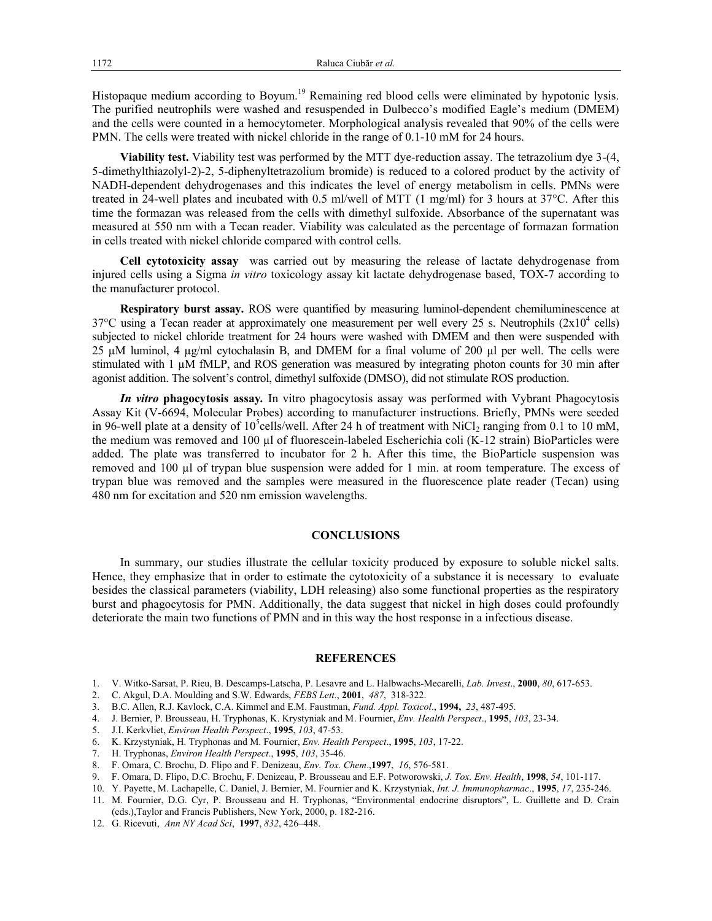Histopaque medium according to Boyum.[19] Remaining red blood cells were eliminated by hypotonic lysis. The purified neutrophils were washed and resuspended in Dulbecco's modified Eagle's medium (DMEM) and the cells were counted in a hemocytometer. Morphological analysis revealed that 90% of the cells were PMN. The cells were treated with nickel chloride in the range of 0.1-10 mM for 24 hours.

**Viability test.** Viability test was performed by the MTT dye-reduction assay. The tetrazolium dye 3-(4, 5-dimethylthiazolyl-2)-2, 5-diphenyltetrazolium bromide) is reduced to a colored product by the activity of NADH-dependent dehydrogenases and this indicates the level of energy metabolism in cells. PMNs were treated in 24-well plates and incubated with 0.5 ml/well of MTT (1 mg/ml) for 3 hours at 37°C. After this time the formazan was released from the cells with dimethyl sulfoxide. Absorbance of the supernatant was measured at 550 nm with a Tecan reader. Viability was calculated as the percentage of formazan formation in cells treated with nickel chloride compared with control cells.

**Cell cytotoxicity assay** was carried out by measuring the release of lactate dehydrogenase from injured cells using a Sigma *in vitro* toxicology assay kit lactate dehydrogenase based, TOX-7 according to the manufacturer protocol.

**Respiratory burst assay.** ROS were quantified by measuring luminol-dependent chemiluminescence at 37°C using a Tecan reader at approximately one measurement per well every 25 s. Neutrophils ($2x10^4$ cells) subjected to nickel chloride treatment for 24 hours were washed with DMEM and then were suspended with 25 µM luminol, 4 µg/ml cytochalasin B, and DMEM for a final volume of 200 µl per well. The cells were stimulated with 1 µM fMLP, and ROS generation was measured by integrating photon counts for 30 min after agonist addition. The solvent's control, dimethyl sulfoxide (DMSO), did not stimulate ROS production.

***In vitro* phagocytosis assay.** In vitro phagocytosis assay was performed with Vybrant Phagocytosis Assay Kit (V-6694, Molecular Probes) according to manufacturer instructions. Briefly, PMNs were seeded in 96-well plate at a density of $10^5$cells/well. After 24 h of treatment with $NiCl_2$ ranging from 0.1 to 10 mM, the medium was removed and 100 µl of fluorescein-labeled Escherichia coli (K-12 strain) BioParticles were added. The plate was transferred to incubator for 2 h. After this time, the BioParticle suspension was removed and 100 µl of trypan blue suspension were added for 1 min. at room temperature. The excess of trypan blue was removed and the samples were measured in the fluorescence plate reader (Tecan) using 480 nm for excitation and 520 nm emission wavelengths.

## CONCLUSIONS

In summary, our studies illustrate the cellular toxicity produced by exposure to soluble nickel salts. Hence, they emphasize that in order to estimate the cytotoxicity of a substance it is necessary to evaluate besides the classical parameters (viability, LDH releasing) also some functional properties as the respiratory burst and phagocytosis for PMN. Additionally, the data suggest that nickel in high doses could profoundly deteriorate the main two functions of PMN and in this way the host response in a infectious disease.

## REFERENCES

1. V. Witko-Sarsat, P. Rieu, B. Descamps-Latscha, P. Lesavre and L. Halbwachs-Mecarelli, *Lab. Invest*., **2000**, *80*, 617-653.
2. C. Akgul, D.A. Moulding and S.W. Edwards, *FEBS Lett.*, **2001**, *487*, 318-322.
3. B.C. Allen, R.J. Kavlock, C.A. Kimmel and E.M. Faustman, *Fund. Appl. Toxicol*., **1994,** *23*, 487-495.
4. J. Bernier, P. Brousseau, H. Tryphonas, K. Krystyniak and M. Fournier, *Env. Health Perspect*., **1995**, *103*, 23-34.
5. J.I. Kerkvliet, *Environ Health Perspect*., **1995**, *103*, 47-53.
6. K. Krzystyniak, H. Tryphonas and M. Fournier, *Env. Health Perspect*., **1995**, *103*, 17-22.
7. H. Tryphonas, *Environ Health Perspect*., **1995**, *103*, 35-46.
8. F. Omara, C. Brochu, D. Flipo and F. Denizeau, *Env. Tox. Chem*.,**1997**, *16*, 576-581.
9. F. Omara, D. Flipo, D.C. Brochu, F. Denizeau, P. Brousseau and E.F. Potworowski, *J. Tox. Env. Health*, **1998**, *54*, 101-117.
10. Y. Payette, M. Lachapelle, C. Daniel, J. Bernier, M. Fournier and K. Krzystyniak, *Int. J. Immunopharmac*., **1995**, *17*, 235-246.
11. M. Fournier, D.G. Cyr, P. Brousseau and H. Tryphonas, "Environmental endocrine disruptors", L. Guillette and D. Crain (eds.),Taylor and Francis Publishers, New York, 2000, p. 182-216.
12. G. Ricevuti, *Ann NY Acad Sci*, **1997**, *832*, 426–448.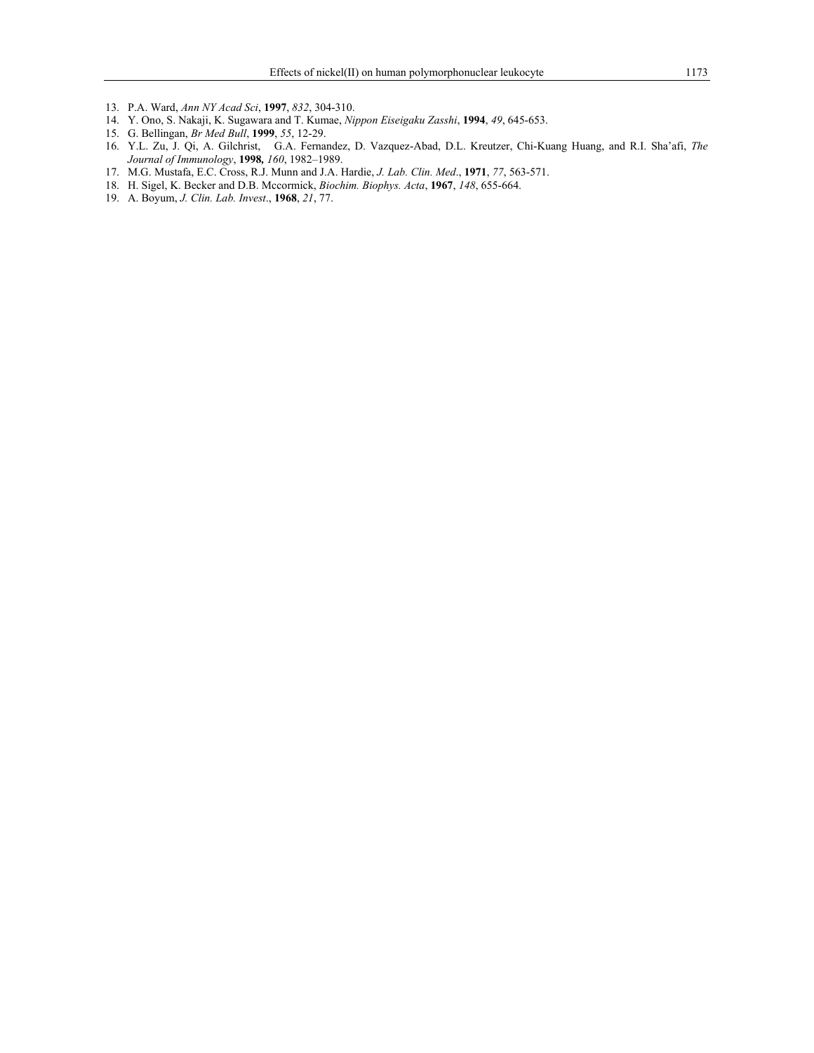13. P.A. Ward, *Ann NY Acad Sci*, **1997**, *832*, 304-310.
14. Y. Ono, S. Nakaji, K. Sugawara and T. Kumae, *Nippon Eiseigaku Zasshi*, **1994**, *49*, 645-653.
15. G. Bellingan, *Br Med Bull*, **1999**, *55*, 12-29.
16. Y.L. Zu, J. Qi, A. Gilchrist, G.A. Fernandez, D. Vazquez-Abad, D.L. Kreutzer, Chi-Kuang Huang, and R.I. Sha'afi, *The Journal of Immunology*, **1998,** *160*, 1982–1989.
17. M.G. Mustafa, E.C. Cross, R.J. Munn and J.A. Hardie, *J. Lab. Clin. Med*., **1971**, *77*, 563-571.
18. H. Sigel, K. Becker and D.B. Mccormick, *Biochim. Biophys. Acta*, **1967**, *148*, 655-664.
19. A. Boyum, *J. Clin. Lab. Invest*., **1968**, *21*, 77.